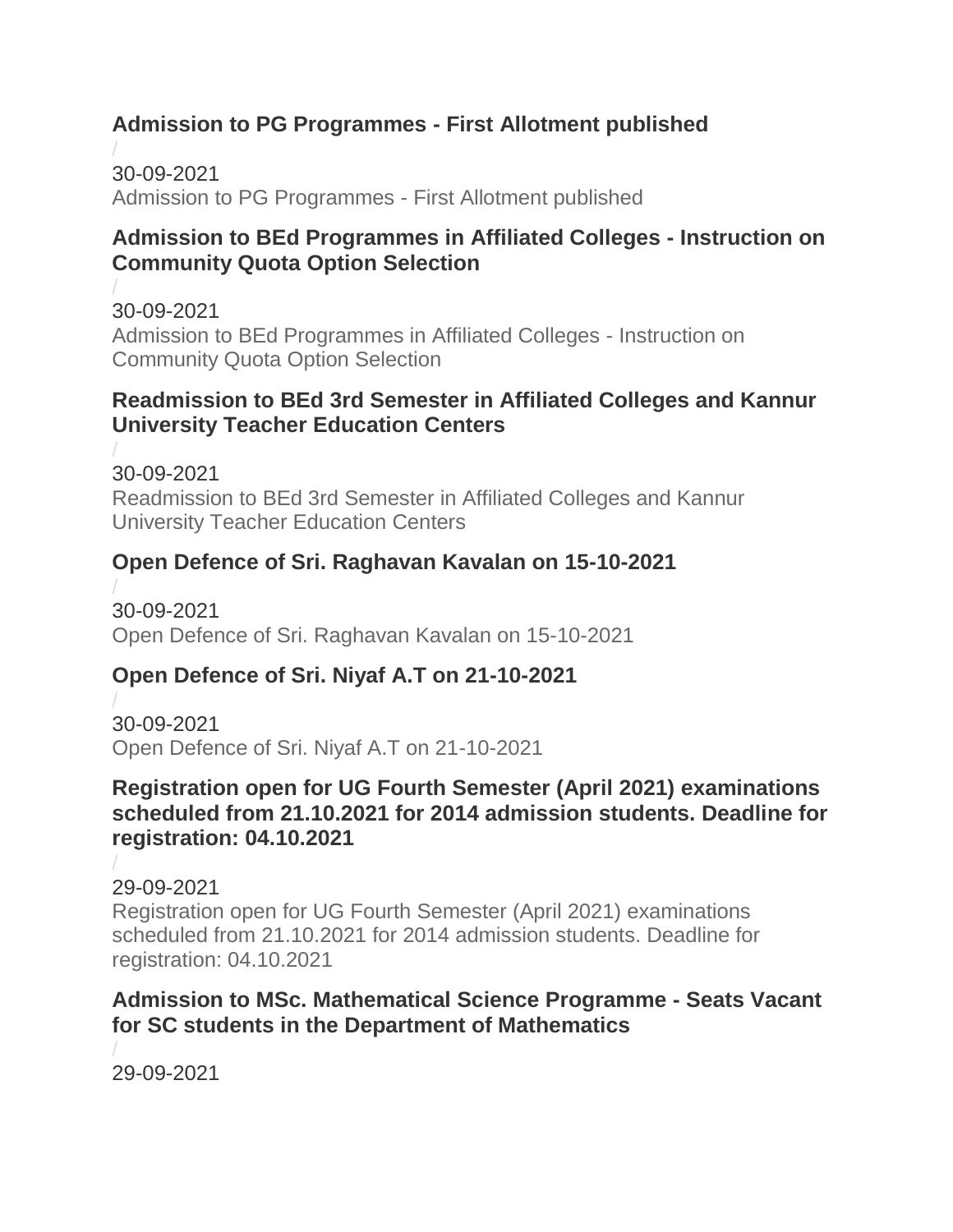### Admission to PG Programmes - First Allotment published

/

30-09-2021

Admission to PG Programmes - First Allotment published

### Admission to BEd Programmes in Affiliated Colleges - Instruction on Community Quota Option Selection

/

30-09-2021

Admission to BEd Programmes in Affiliated Colleges - Instruction on Community Quota Option Selection

### Readmission to BEd 3rd Semester in Affiliated Colleges and Kannur University Teacher Education Centers

/

30-09-2021

Readmission to BEd 3rd Semester in Affiliated Colleges and Kannur University Teacher Education Centers

### Open Defence of Sri. Raghavan Kavalan on 15-10-2021

/

30-09-2021

Open Defence of Sri. Raghavan Kavalan on 15-10-2021

### Open Defence of Sri. Niyaf A.T on 21-10-2021

/

30-09-2021

Open Defence of Sri. Niyaf A.T on 21-10-2021

### Registration open for UG Fourth Semester (April 2021) examinations scheduled from 21.10.2021 for 2014 admission students. Deadline for registration: 04.10.2021

/

29-09-2021

Registration open for UG Fourth Semester (April 2021) examinations scheduled from 21.10.2021 for 2014 admission students. Deadline for registration: 04.10.2021

### Admission to MSc. Mathematical Science Programme - Seats Vacant for SC students in the Department of Mathematics

/

29-09-2021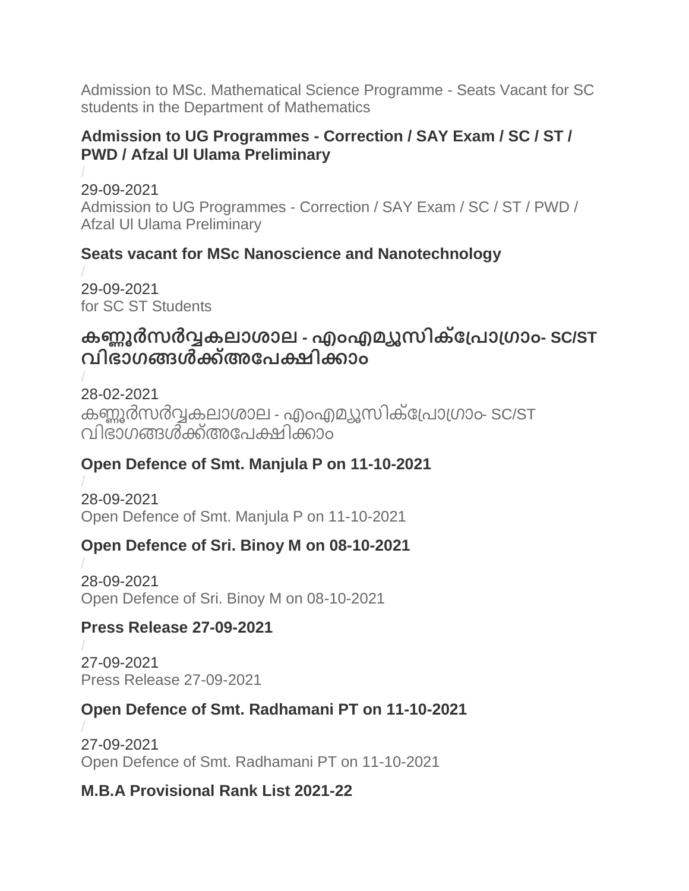Admission to MSc. Mathematical Science Programme - Seats Vacant for SC students in the Department of Mathematics

**Admission to UG Programmes - Correction / SAY Exam / SC / ST / PWD / Afzal Ul Ulama Preliminary**

/
29-09-2021
Admission to UG Programmes - Correction / SAY Exam / SC / ST / PWD / Afzal Ul Ulama Preliminary

**Seats vacant for MSc Nanoscience and Nanotechnology**

/
29-09-2021
for SC ST Students

## കണ്ണൂർസർവ്വകലാശാല - എംഎമ്യൂസിക്പ്രോഗ്രാം- SC/ST വിഭാഗങ്ങൾക്ക്അപേക്ഷിക്കാം

/
28-02-2021
കണ്ണൂർസർവ്വകലാശാല - എംഎമ്യൂസിക്പ്രോഗ്രാം- SC/ST വിഭാഗങ്ങൾക്ക്അപേക്ഷിക്കാം

**Open Defence of Smt. Manjula P on 11-10-2021**

/
28-09-2021
Open Defence of Smt. Manjula P on 11-10-2021

**Open Defence of Sri. Binoy M on 08-10-2021**

/
28-09-2021
Open Defence of Sri. Binoy M on 08-10-2021

**Press Release 27-09-2021**

/
27-09-2021
Press Release 27-09-2021

**Open Defence of Smt. Radhamani PT on 11-10-2021**

/
27-09-2021
Open Defence of Smt. Radhamani PT on 11-10-2021

**M.B.A Provisional Rank List 2021-22**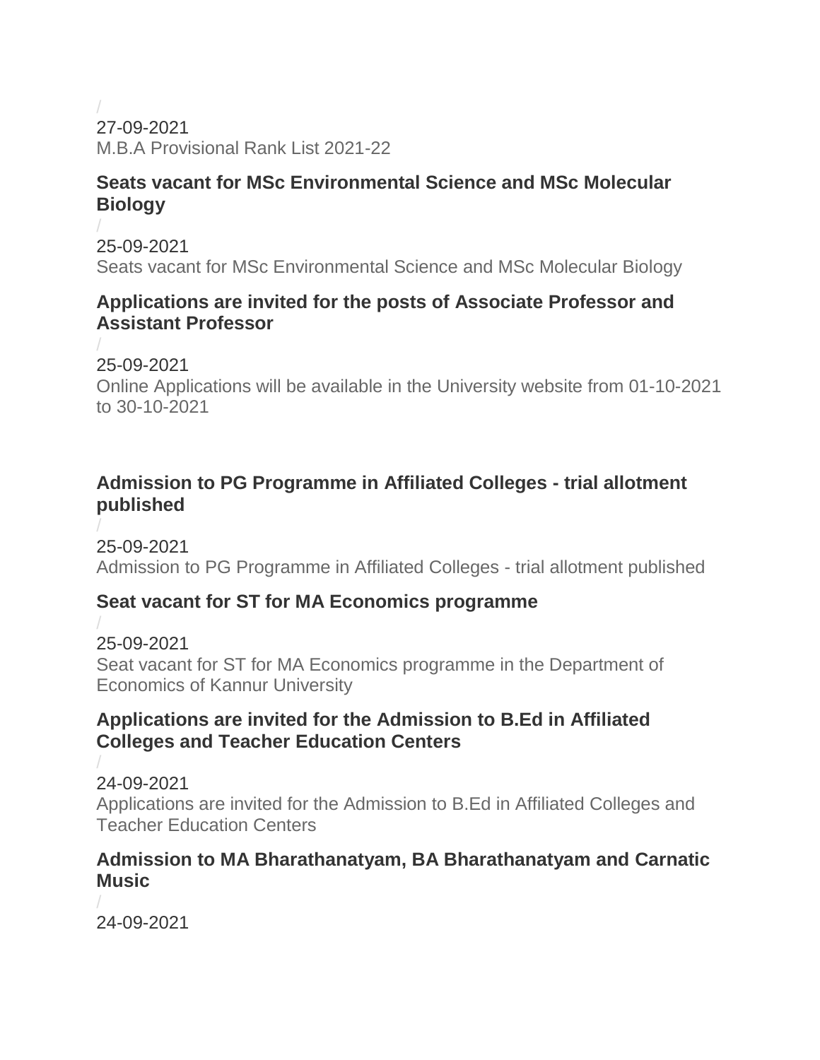/
27-09-2021
M.B.A Provisional Rank List 2021-22

### Seats vacant for MSc Environmental Science and MSc Molecular Biology

/
25-09-2021
Seats vacant for MSc Environmental Science and MSc Molecular Biology

### Applications are invited for the posts of Associate Professor and Assistant Professor

/
25-09-2021
Online Applications will be available in the University website from 01-10-2021 to 30-10-2021

### Admission to PG Programme in Affiliated Colleges - trial allotment published

/
25-09-2021
Admission to PG Programme in Affiliated Colleges - trial allotment published

### Seat vacant for ST for MA Economics programme

/
25-09-2021
Seat vacant for ST for MA Economics programme in the Department of Economics of Kannur University

### Applications are invited for the Admission to B.Ed in Affiliated Colleges and Teacher Education Centers

/
24-09-2021
Applications are invited for the Admission to B.Ed in Affiliated Colleges and Teacher Education Centers

### Admission to MA Bharathanatyam, BA Bharathanatyam and Carnatic Music

/
24-09-2021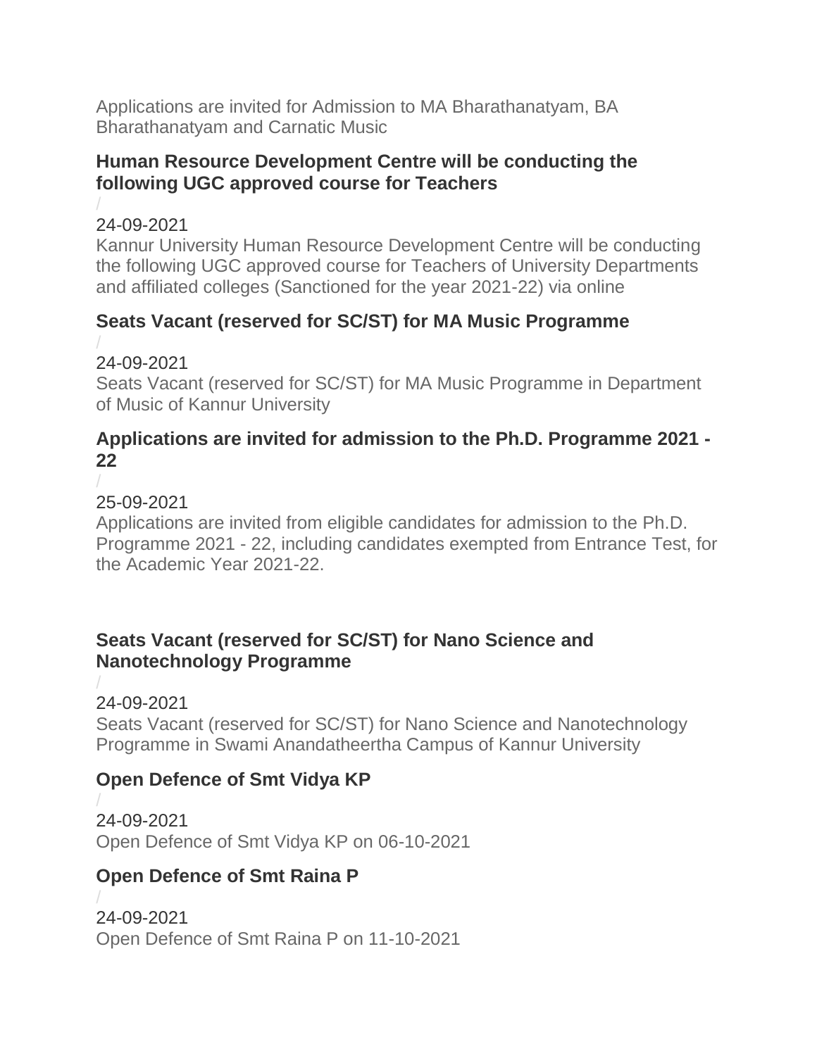Applications are invited for Admission to MA Bharathanatyam, BA Bharathanatyam and Carnatic Music

### Human Resource Development Centre will be conducting the following UGC approved course for Teachers

/

24-09-2021

Kannur University Human Resource Development Centre will be conducting the following UGC approved course for Teachers of University Departments and affiliated colleges (Sanctioned for the year 2021-22) via online

### Seats Vacant (reserved for SC/ST) for MA Music Programme

/

24-09-2021

Seats Vacant (reserved for SC/ST) for MA Music Programme in Department of Music of Kannur University

### Applications are invited for admission to the Ph.D. Programme 2021 - 22

/

25-09-2021

Applications are invited from eligible candidates for admission to the Ph.D. Programme 2021 - 22, including candidates exempted from Entrance Test, for the Academic Year 2021-22.

### Seats Vacant (reserved for SC/ST) for Nano Science and Nanotechnology Programme

/

24-09-2021

Seats Vacant (reserved for SC/ST) for Nano Science and Nanotechnology Programme in Swami Anandatheertha Campus of Kannur University

### Open Defence of Smt Vidya KP

/

24-09-2021

Open Defence of Smt Vidya KP on 06-10-2021

### Open Defence of Smt Raina P

/

24-09-2021

Open Defence of Smt Raina P on 11-10-2021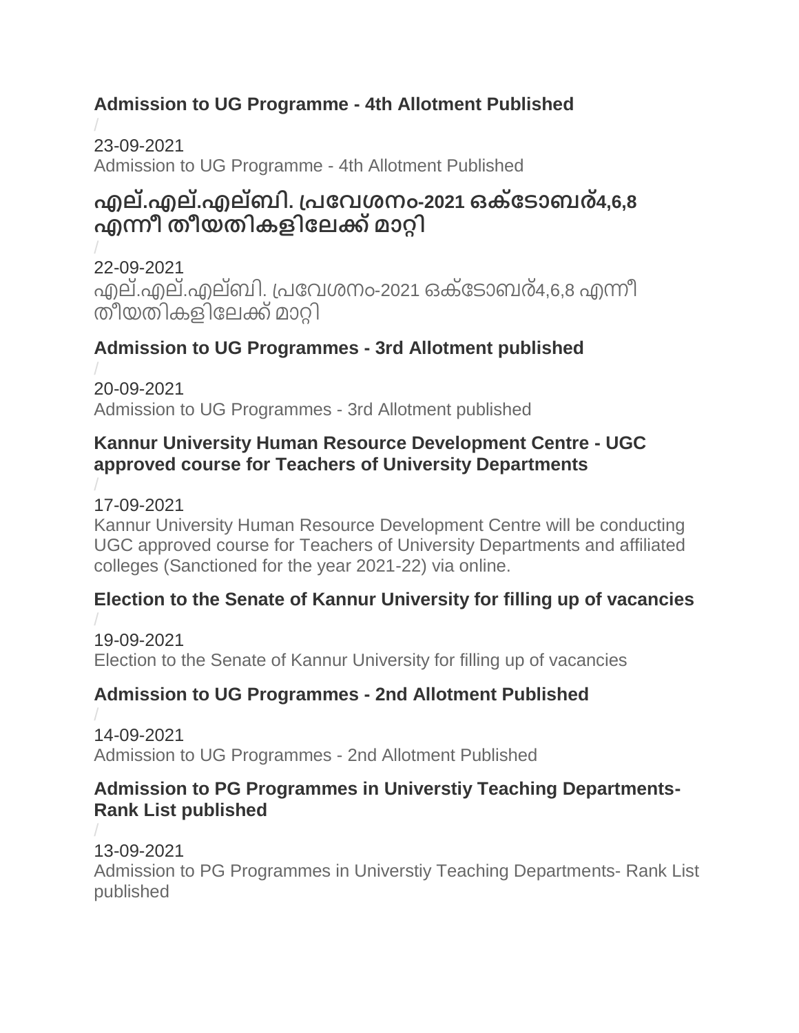### Admission to UG Programme - 4th Allotment Published

/

23-09-2021

Admission to UG Programme - 4th Allotment Published

### എല്.എല്.എല്ബി. പ്രവേശനം-2021 ഒക്ടോബര്4,6,8 എന്നീ തീയതികളിലേക്ക് മാറ്റി

/

22-09-2021

എല്.എല്.എല്ബി. പ്രവേശനം-2021 ഒക്ടോബര്4,6,8 എന്നീ തീയതികളിലേക്ക് മാറ്റി

### Admission to UG Programmes - 3rd Allotment published

/

20-09-2021

Admission to UG Programmes - 3rd Allotment published

### Kannur University Human Resource Development Centre - UGC approved course for Teachers of University Departments

/

17-09-2021

Kannur University Human Resource Development Centre will be conducting UGC approved course for Teachers of University Departments and affiliated colleges (Sanctioned for the year 2021-22) via online.

### Election to the Senate of Kannur University for filling up of vacancies

/

19-09-2021

Election to the Senate of Kannur University for filling up of vacancies

### Admission to UG Programmes - 2nd Allotment Published

/

14-09-2021

Admission to UG Programmes - 2nd Allotment Published

### Admission to PG Programmes in Universtiy Teaching Departments- Rank List published

/

13-09-2021

Admission to PG Programmes in Universtiy Teaching Departments- Rank List published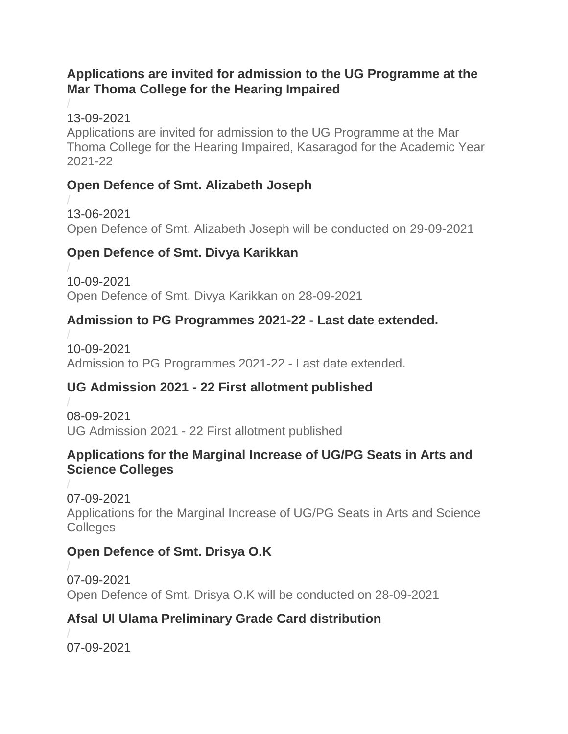### Applications are invited for admission to the UG Programme at the Mar Thoma College for the Hearing Impaired

/

13-09-2021

Applications are invited for admission to the UG Programme at the Mar Thoma College for the Hearing Impaired, Kasaragod for the Academic Year 2021-22

### Open Defence of Smt. Alizabeth Joseph

/

13-06-2021

Open Defence of Smt. Alizabeth Joseph will be conducted on 29-09-2021

### Open Defence of Smt. Divya Karikkan

/

10-09-2021

Open Defence of Smt. Divya Karikkan on 28-09-2021

### Admission to PG Programmes 2021-22 - Last date extended.

/

10-09-2021

Admission to PG Programmes 2021-22 - Last date extended.

### UG Admission 2021 - 22 First allotment published

/

08-09-2021

UG Admission 2021 - 22 First allotment published

### Applications for the Marginal Increase of UG/PG Seats in Arts and Science Colleges

/

07-09-2021

Applications for the Marginal Increase of UG/PG Seats in Arts and Science Colleges

### Open Defence of Smt. Drisya O.K

/

07-09-2021

Open Defence of Smt. Drisya O.K will be conducted on 28-09-2021

### Afsal Ul Ulama Preliminary Grade Card distribution

/

07-09-2021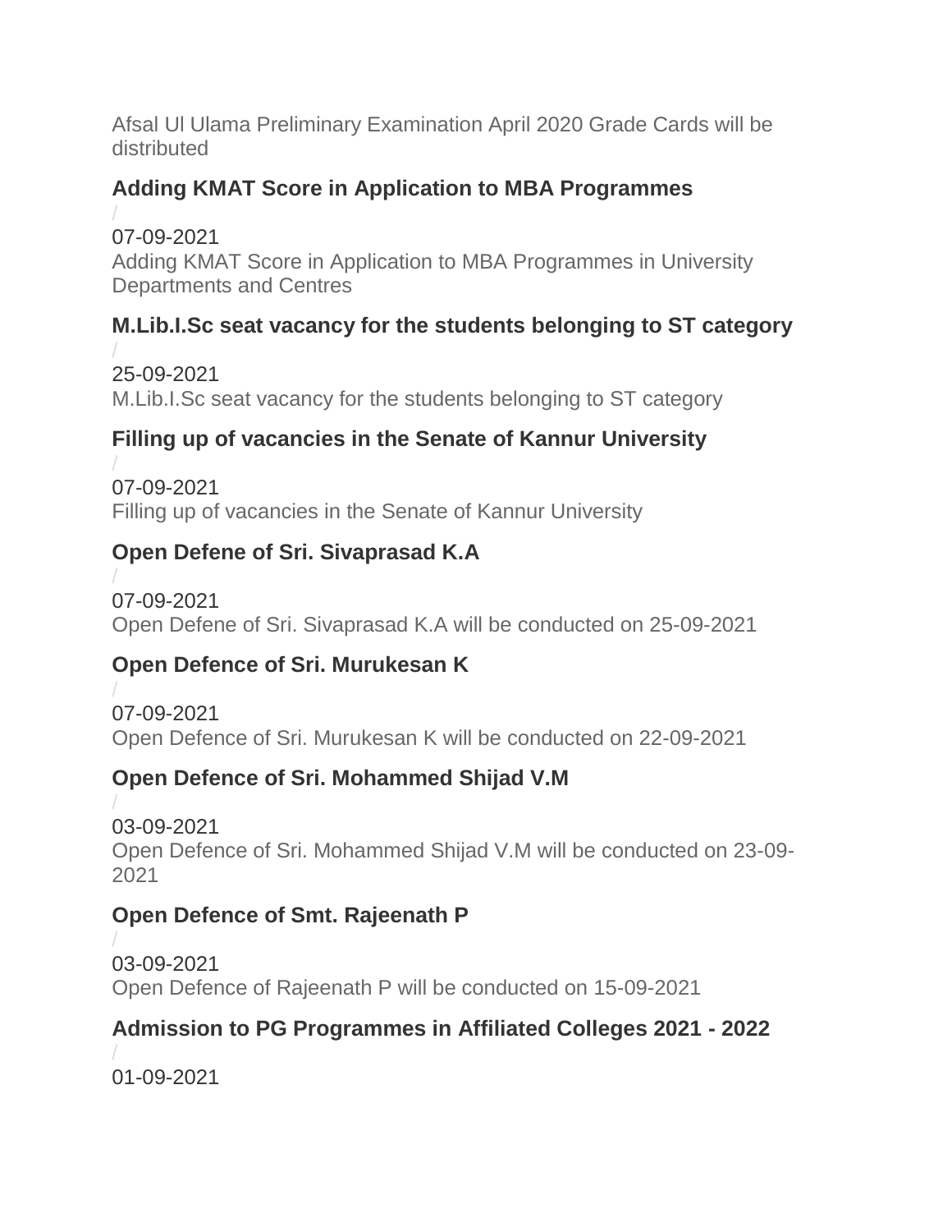Afsal Ul Ulama Preliminary Examination April 2020 Grade Cards will be distributed

### Adding KMAT Score in Application to MBA Programmes

/

07-09-2021

Adding KMAT Score in Application to MBA Programmes in University Departments and Centres

### M.Lib.I.Sc seat vacancy for the students belonging to ST category

/

25-09-2021

M.Lib.I.Sc seat vacancy for the students belonging to ST category

### Filling up of vacancies in the Senate of Kannur University

/

07-09-2021

Filling up of vacancies in the Senate of Kannur University

### Open Defene of Sri. Sivaprasad K.A

/

07-09-2021

Open Defene of Sri. Sivaprasad K.A will be conducted on 25-09-2021

### Open Defence of Sri. Murukesan K

/

07-09-2021

Open Defence of Sri. Murukesan K will be conducted on 22-09-2021

### Open Defence of Sri. Mohammed Shijad V.M

/

03-09-2021

Open Defence of Sri. Mohammed Shijad V.M will be conducted on 23-09-2021

### Open Defence of Smt. Rajeenath P

/

03-09-2021

Open Defence of Rajeenath P will be conducted on 15-09-2021

### Admission to PG Programmes in Affiliated Colleges 2021 - 2022

/

01-09-2021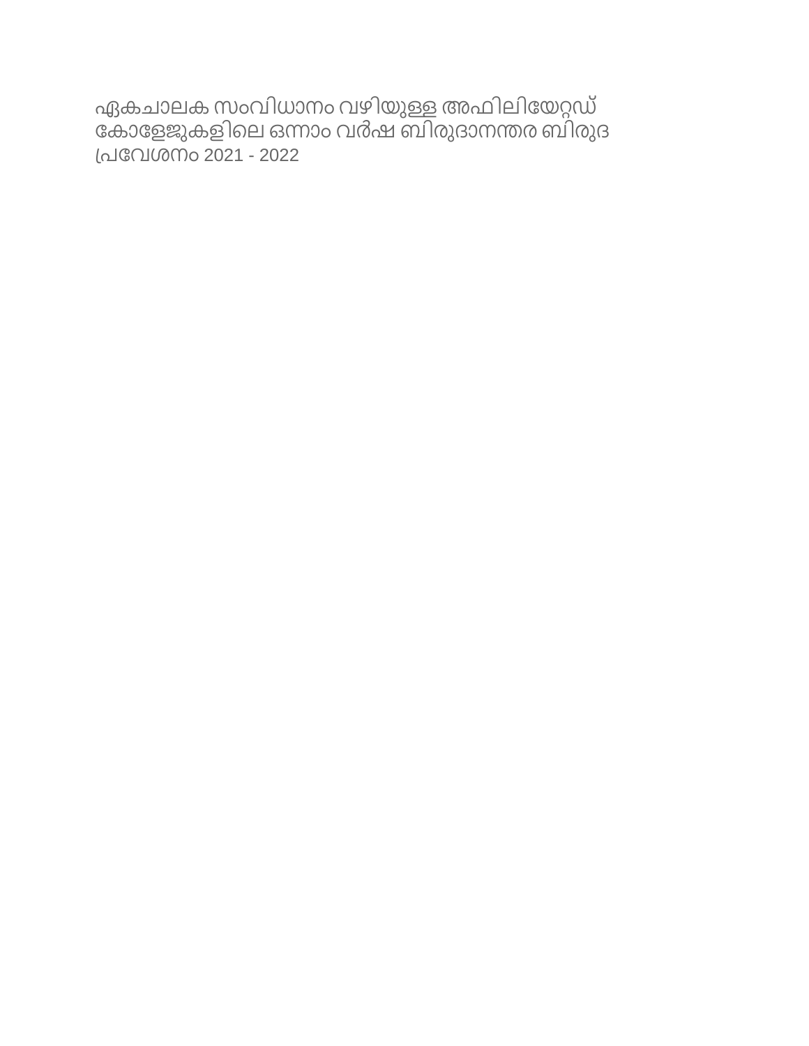ഏകചാലക സംവിധാനം വഴിയുള്ള അഫിലിയേറ്റഡ് കോളേജുകളിലെ ഒന്നാം വർഷ ബിരുദാനന്തര ബിരുദ പ്രവേശനം 2021 - 2022